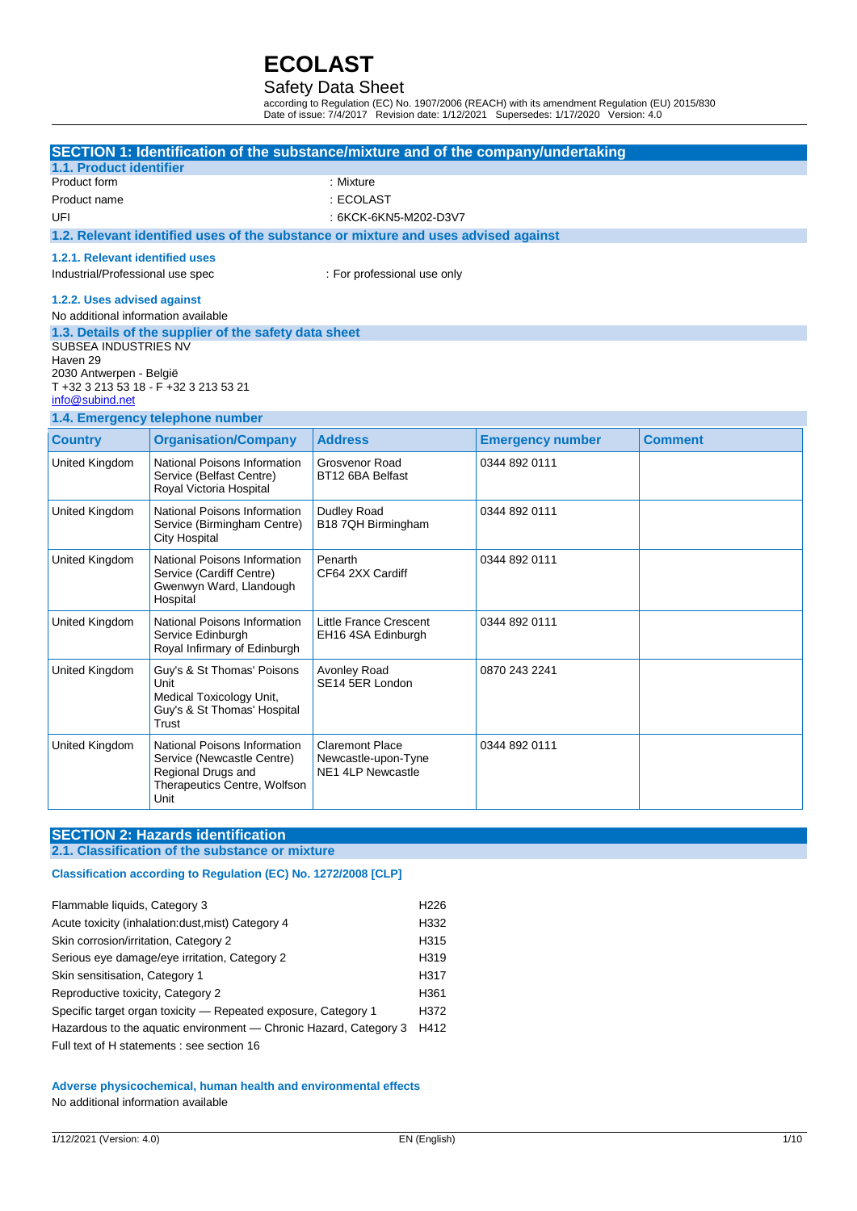# ECOLAST

Safety Data Sheet

according to Regulation (EC) No. 1907/2006 (REACH) with its amendment Regulation (EU) 2015/830
Date of issue: 7/4/2017 Revision date: 1/12/2021 Supersedes: 1/17/2020 Version: 4.0

## SECTION 1: Identification of the substance/mixture and of the company/undertaking

### 1.1. Product identifier

Product form : Mixture

Product name : ECOLAST

UFI : 6KCK-6KN5-M202-D3V7

### 1.2. Relevant identified uses of the substance or mixture and uses advised against

#### 1.2.1. Relevant identified uses

Industrial/Professional use spec : For professional use only

#### 1.2.2. Uses advised against

No additional information available

### 1.3. Details of the supplier of the safety data sheet

SUBSEA INDUSTRIES NV
Haven 29
2030 Antwerpen - België
T +32 3 213 53 18 - F +32 3 213 53 21
info@subind.net

### 1.4. Emergency telephone number

| Country | Organisation/Company | Address | Emergency number | Comment |
|---|---|---|---|---|
| United Kingdom | National Poisons Information Service (Belfast Centre) Royal Victoria Hospital | Grosvenor Road BT12 6BA Belfast | 0344 892 0111 | |
| United Kingdom | National Poisons Information Service (Birmingham Centre) City Hospital | Dudley Road B18 7QH Birmingham | 0344 892 0111 | |
| United Kingdom | National Poisons Information Service (Cardiff Centre) Gwenwyn Ward, Llandough Hospital | Penarth CF64 2XX Cardiff | 0344 892 0111 | |
| United Kingdom | National Poisons Information Service Edinburgh Royal Infirmary of Edinburgh | Little France Crescent EH16 4SA Edinburgh | 0344 892 0111 | |
| United Kingdom | Guy's & St Thomas' Poisons Unit Medical Toxicology Unit, Guy's & St Thomas' Hospital Trust | Avonley Road SE14 5ER London | 0870 243 2241 | |
| United Kingdom | National Poisons Information Service (Newcastle Centre) Regional Drugs and Therapeutics Centre, Wolfson Unit | Claremont Place Newcastle-upon-Tyne NE1 4LP Newcastle | 0344 892 0111 | |

## SECTION 2: Hazards identification

### 2.1. Classification of the substance or mixture

#### Classification according to Regulation (EC) No. 1272/2008 [CLP]

| | |
|---|---|
| Flammable liquids, Category 3 | H226 |
| Acute toxicity (inhalation:dust,mist) Category 4 | H332 |
| Skin corrosion/irritation, Category 2 | H315 |
| Serious eye damage/eye irritation, Category 2 | H319 |
| Skin sensitisation, Category 1 | H317 |
| Reproductive toxicity, Category 2 | H361 |
| Specific target organ toxicity — Repeated exposure, Category 1 | H372 |
| Hazardous to the aquatic environment — Chronic Hazard, Category 3 | H412 |

Full text of H statements : see section 16

#### Adverse physicochemical, human health and environmental effects

No additional information available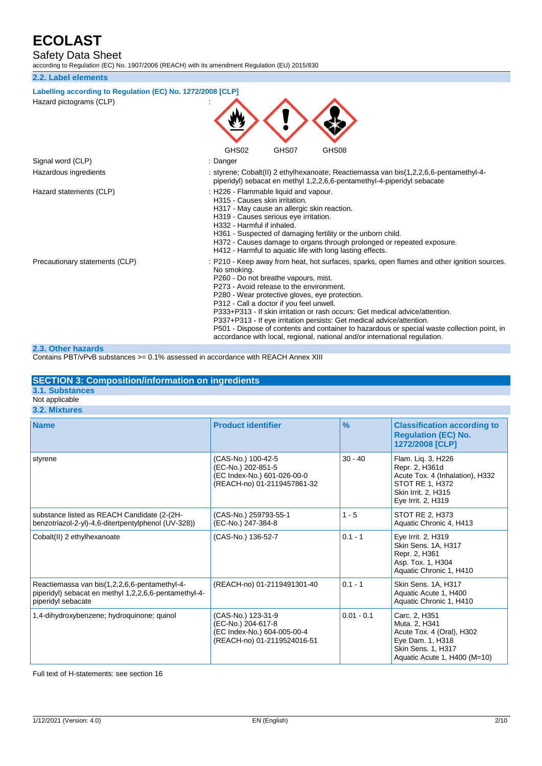## 2.2. Label elements

**Labelling according to Regulation (EC) No. 1272/2008 [CLP]**

Hazard pictograms (CLP) :

GHS02 GHS07 GHS08

| | |
|---|---|
| Signal word (CLP) | : Danger |
| Hazardous ingredients | : styrene; Cobalt(II) 2 ethylhexanoate; Reactiemassa van bis(1,2,2,6,6-pentamethyl-4-piperidyl) sebacat en methyl 1,2,2,6,6-pentamethyl-4-piperidyl sebacate |
| Hazard statements (CLP) | : H226 - Flammable liquid and vapour.<br>H315 - Causes skin irritation.<br>H317 - May cause an allergic skin reaction.<br>H319 - Causes serious eye irritation.<br>H332 - Harmful if inhaled.<br>H361 - Suspected of damaging fertility or the unborn child.<br>H372 - Causes damage to organs through prolonged or repeated exposure.<br>H412 - Harmful to aquatic life with long lasting effects. |
| Precautionary statements (CLP) | : P210 - Keep away from heat, hot surfaces, sparks, open flames and other ignition sources. No smoking.<br>P260 - Do not breathe vapours, mist.<br>P273 - Avoid release to the environment.<br>P280 - Wear protective gloves, eye protection.<br>P312 - Call a doctor if you feel unwell.<br>P333+P313 - If skin irritation or rash occurs: Get medical advice/attention.<br>P337+P313 - If eye irritation persists: Get medical advice/attention.<br>P501 - Dispose of contents and container to hazardous or special waste collection point, in accordance with local, regional, national and/or international regulation. |

## 2.3. Other hazards

Contains PBT/vPvB substances >= 0.1% assessed in accordance with REACH Annex XIII

# SECTION 3: Composition/information on ingredients

## 3.1. Substances

Not applicable

## 3.2. Mixtures

| Name | Product identifier | % | Classification according to Regulation (EC) No. 1272/2008 [CLP] |
|---|---|---|---|
| styrene | (CAS-No.) 100-42-5<br>(EC-No.) 202-851-5<br>(EC Index-No.) 601-026-00-0<br>(REACH-no) 01-2119457861-32 | 30 - 40 | Flam. Liq. 3, H226<br>Repr. 2, H361d<br>Acute Tox. 4 (Inhalation), H332<br>STOT RE 1, H372<br>Skin Irrit. 2, H315<br>Eye Irrit. 2, H319 |
| substance listed as REACH Candidate (2-(2H-benzotriazol-2-yl)-4,6-ditertpentylphenol (UV-328)) | (CAS-No.) 259793-55-1<br>(EC-No.) 247-384-8 | 1 - 5 | STOT RE 2, H373<br>Aquatic Chronic 4, H413 |
| Cobalt(II) 2 ethylhexanoate | (CAS-No.) 136-52-7 | 0.1 - 1 | Eye Irrit. 2, H319<br>Skin Sens. 1A, H317<br>Repr. 2, H361<br>Asp. Tox. 1, H304<br>Aquatic Chronic 1, H410 |
| Reactiemassa van bis(1,2,2,6,6-pentamethyl-4-piperidyl) sebacat en methyl 1,2,2,6,6-pentamethyl-4-piperidyl sebacate | (REACH-no) 01-2119491301-40 | 0.1 - 1 | Skin Sens. 1A, H317<br>Aquatic Acute 1, H400<br>Aquatic Chronic 1, H410 |
| 1,4-dihydroxybenzene; hydroquinone; quinol | (CAS-No.) 123-31-9<br>(EC-No.) 204-617-8<br>(EC Index-No.) 604-005-00-4<br>(REACH-no) 01-2119524016-51 | 0.01 - 0.1 | Carc. 2, H351<br>Muta. 2, H341<br>Acute Tox. 4 (Oral), H302<br>Eye Dam. 1, H318<br>Skin Sens. 1, H317<br>Aquatic Acute 1, H400 (M=10) |

Full text of H-statements: see section 16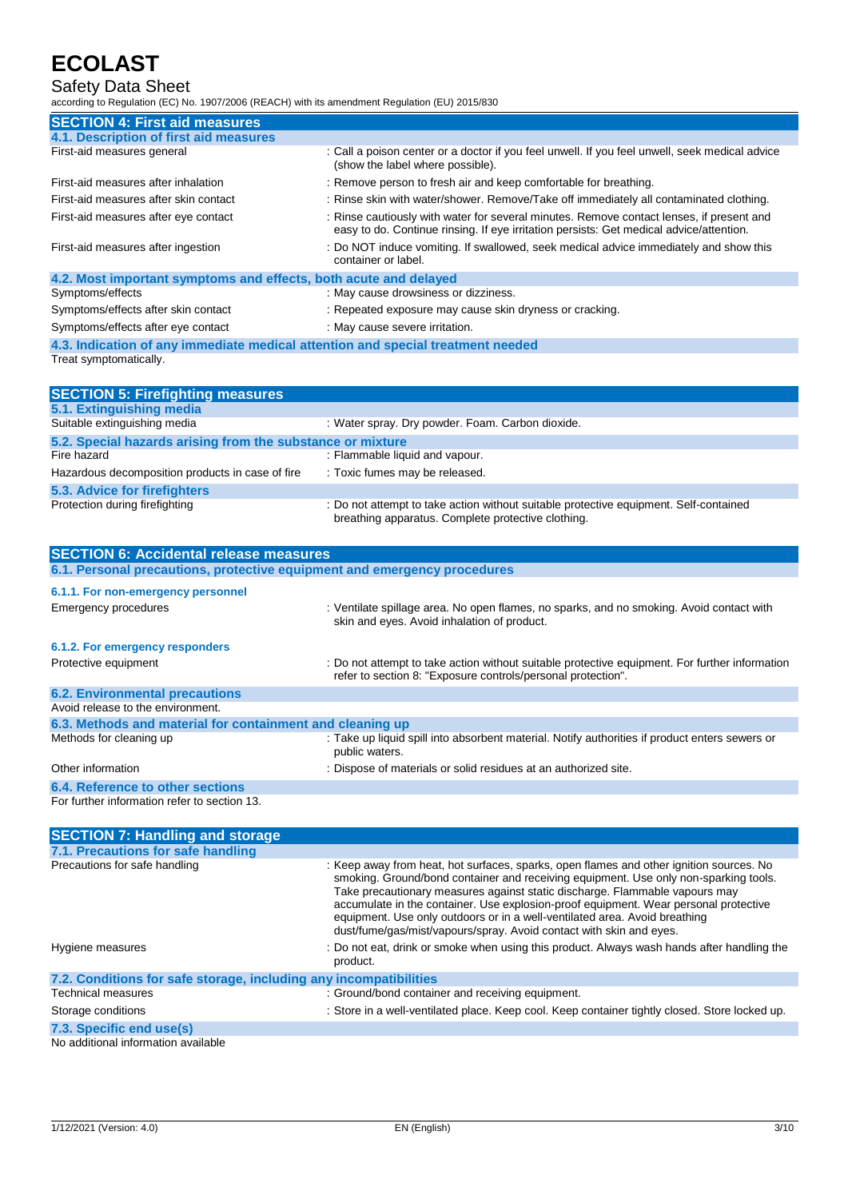## SECTION 4: First aid measures

### 4.1. Description of first aid measures

| | |
|---|---|
| First-aid measures general | : Call a poison center or a doctor if you feel unwell. If you feel unwell, seek medical advice (show the label where possible). |
| First-aid measures after inhalation | : Remove person to fresh air and keep comfortable for breathing. |
| First-aid measures after skin contact | : Rinse skin with water/shower. Remove/Take off immediately all contaminated clothing. |
| First-aid measures after eye contact | : Rinse cautiously with water for several minutes. Remove contact lenses, if present and easy to do. Continue rinsing. If eye irritation persists: Get medical advice/attention. |
| First-aid measures after ingestion | : Do NOT induce vomiting. If swallowed, seek medical advice immediately and show this container or label. |

### 4.2. Most important symptoms and effects, both acute and delayed

| | |
|---|---|
| Symptoms/effects | : May cause drowsiness or dizziness. |
| Symptoms/effects after skin contact | : Repeated exposure may cause skin dryness or cracking. |
| Symptoms/effects after eye contact | : May cause severe irritation. |

### 4.3. Indication of any immediate medical attention and special treatment needed

Treat symptomatically.

## SECTION 5: Firefighting measures

### 5.1. Extinguishing media

| | |
|---|---|
| Suitable extinguishing media | : Water spray. Dry powder. Foam. Carbon dioxide. |

### 5.2. Special hazards arising from the substance or mixture

| | |
|---|---|
| Fire hazard | : Flammable liquid and vapour. |
| Hazardous decomposition products in case of fire | : Toxic fumes may be released. |

### 5.3. Advice for firefighters

| | |
|---|---|
| Protection during firefighting | : Do not attempt to take action without suitable protective equipment. Self-contained breathing apparatus. Complete protective clothing. |

## SECTION 6: Accidental release measures

### 6.1. Personal precautions, protective equipment and emergency procedures

#### 6.1.1. For non-emergency personnel

| | |
|---|---|
| Emergency procedures | : Ventilate spillage area. No open flames, no sparks, and no smoking. Avoid contact with skin and eyes. Avoid inhalation of product. |

#### 6.1.2. For emergency responders

| | |
|---|---|
| Protective equipment | : Do not attempt to take action without suitable protective equipment. For further information refer to section 8: "Exposure controls/personal protection". |

### 6.2. Environmental precautions

Avoid release to the environment.

### 6.3. Methods and material for containment and cleaning up

| | |
|---|---|
| Methods for cleaning up | : Take up liquid spill into absorbent material. Notify authorities if product enters sewers or public waters. |
| Other information | : Dispose of materials or solid residues at an authorized site. |

### 6.4. Reference to other sections

For further information refer to section 13.

## SECTION 7: Handling and storage

### 7.1. Precautions for safe handling

| | |
|---|---|
| Precautions for safe handling | : Keep away from heat, hot surfaces, sparks, open flames and other ignition sources. No smoking. Ground/bond container and receiving equipment. Use only non-sparking tools. Take precautionary measures against static discharge. Flammable vapours may accumulate in the container. Use explosion-proof equipment. Wear personal protective equipment. Use only outdoors or in a well-ventilated area. Avoid breathing dust/fume/gas/mist/vapours/spray. Avoid contact with skin and eyes. |
| Hygiene measures | : Do not eat, drink or smoke when using this product. Always wash hands after handling the product. |

### 7.2. Conditions for safe storage, including any incompatibilities

| | |
|---|---|
| Technical measures | : Ground/bond container and receiving equipment. |
| Storage conditions | : Store in a well-ventilated place. Keep cool. Keep container tightly closed. Store locked up. |

### 7.3. Specific end use(s)

No additional information available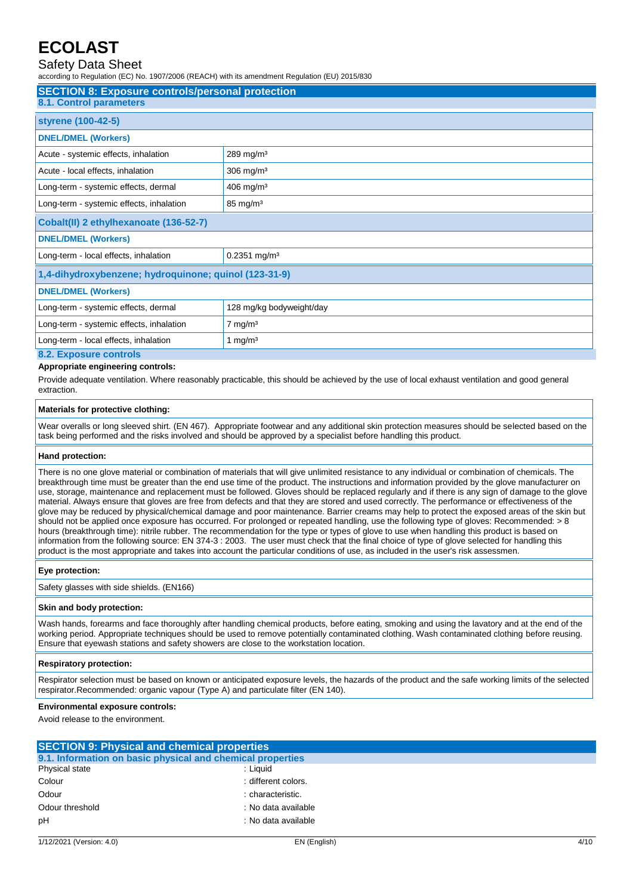## SECTION 8: Exposure controls/personal protection

### 8.1. Control parameters

| styrene (100-42-5) | |
|---|---|
| **DNEL/DMEL (Workers)** | |
| Acute - systemic effects, inhalation | 289 mg/m³ |
| Acute - local effects, inhalation | 306 mg/m³ |
| Long-term - systemic effects, dermal | 406 mg/m³ |
| Long-term - systemic effects, inhalation | 85 mg/m³ |

| Cobalt(II) 2 ethylhexanoate (136-52-7) | |
|---|---|
| **DNEL/DMEL (Workers)** | |
| Long-term - local effects, inhalation | 0.2351 mg/m³ |

| 1,4-dihydroxybenzene; hydroquinone; quinol (123-31-9) | |
|---|---|
| **DNEL/DMEL (Workers)** | |
| Long-term - systemic effects, dermal | 128 mg/kg bodyweight/day |
| Long-term - systemic effects, inhalation | 7 mg/m³ |
| Long-term - local effects, inhalation | 1 mg/m³ |

### 8.2. Exposure controls

**Appropriate engineering controls:**

Provide adequate ventilation. Where reasonably practicable, this should be achieved by the use of local exhaust ventilation and good general extraction.

**Materials for protective clothing:**

Wear overalls or long sleeved shirt. (EN 467). Appropriate footwear and any additional skin protection measures should be selected based on the task being performed and the risks involved and should be approved by a specialist before handling this product.

**Hand protection:**

There is no one glove material or combination of materials that will give unlimited resistance to any individual or combination of chemicals. The breakthrough time must be greater than the end use time of the product. The instructions and information provided by the glove manufacturer on use, storage, maintenance and replacement must be followed. Gloves should be replaced regularly and if there is any sign of damage to the glove material. Always ensure that gloves are free from defects and that they are stored and used correctly. The performance or effectiveness of the glove may be reduced by physical/chemical damage and poor maintenance. Barrier creams may help to protect the exposed areas of the skin but should not be applied once exposure has occurred. For prolonged or repeated handling, use the following type of gloves: Recommended: > 8 hours (breakthrough time): nitrile rubber. The recommendation for the type or types of glove to use when handling this product is based on information from the following source: EN 374-3 : 2003. The user must check that the final choice of type of glove selected for handling this product is the most appropriate and takes into account the particular conditions of use, as included in the user's risk assessmen.

**Eye protection:**

Safety glasses with side shields. (EN166)

**Skin and body protection:**

Wash hands, forearms and face thoroughly after handling chemical products, before eating, smoking and using the lavatory and at the end of the working period. Appropriate techniques should be used to remove potentially contaminated clothing. Wash contaminated clothing before reusing. Ensure that eyewash stations and safety showers are close to the workstation location.

**Respiratory protection:**

Respirator selection must be based on known or anticipated exposure levels, the hazards of the product and the safe working limits of the selected respirator.Recommended: organic vapour (Type A) and particulate filter (EN 140).

**Environmental exposure controls:**

Avoid release to the environment.

## SECTION 9: Physical and chemical properties

### 9.1. Information on basic physical and chemical properties

| | |
|---|---|
| Physical state | : Liquid |
| Colour | : different colors. |
| Odour | : characteristic. |
| Odour threshold | : No data available |
| pH | : No data available |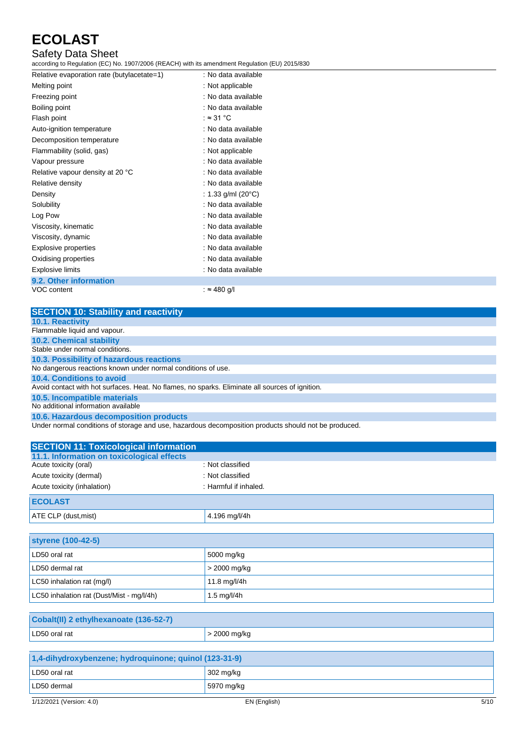| | |
|---|---|
| Relative evaporation rate (butylacetate=1) | : No data available |
| Melting point | : Not applicable |
| Freezing point | : No data available |
| Boiling point | : No data available |
| Flash point | : ≈ 31 °C |
| Auto-ignition temperature | : No data available |
| Decomposition temperature | : No data available |
| Flammability (solid, gas) | : Not applicable |
| Vapour pressure | : No data available |
| Relative vapour density at 20 °C | : No data available |
| Relative density | : No data available |
| Density | : 1.33 g/ml (20°C) |
| Solubility | : No data available |
| Log Pow | : No data available |
| Viscosity, kinematic | : No data available |
| Viscosity, dynamic | : No data available |
| Explosive properties | : No data available |
| Oxidising properties | : No data available |
| Explosive limits | : No data available |

### 9.2. Other information

| | |
|---|---|
| VOC content | : ≈ 480 g/l |

## SECTION 10: Stability and reactivity

### 10.1. Reactivity

Flammable liquid and vapour.

### 10.2. Chemical stability

Stable under normal conditions.

### 10.3. Possibility of hazardous reactions

No dangerous reactions known under normal conditions of use.

### 10.4. Conditions to avoid

Avoid contact with hot surfaces. Heat. No flames, no sparks. Eliminate all sources of ignition.

### 10.5. Incompatible materials

No additional information available

### 10.6. Hazardous decomposition products

Under normal conditions of storage and use, hazardous decomposition products should not be produced.

## SECTION 11: Toxicological information

### 11.1. Information on toxicological effects

| | |
|---|---|
| Acute toxicity (oral) | : Not classified |
| Acute toxicity (dermal) | : Not classified |
| Acute toxicity (inhalation) | : Harmful if inhaled. |

| ECOLAST | |
|---|---|
| ATE CLP (dust,mist) | 4.196 mg/l/4h |

| styrene (100-42-5) | |
|---|---|
| LD50 oral rat | 5000 mg/kg |
| LD50 dermal rat | > 2000 mg/kg |
| LC50 inhalation rat (mg/l) | 11.8 mg/l/4h |
| LC50 inhalation rat (Dust/Mist - mg/l/4h) | 1.5 mg/l/4h |

| Cobalt(II) 2 ethylhexanoate (136-52-7) | |
|---|---|
| LD50 oral rat | > 2000 mg/kg |

| 1,4-dihydroxybenzene; hydroquinone; quinol (123-31-9) | |
|---|---|
| LD50 oral rat | 302 mg/kg |
| LD50 dermal | 5970 mg/kg |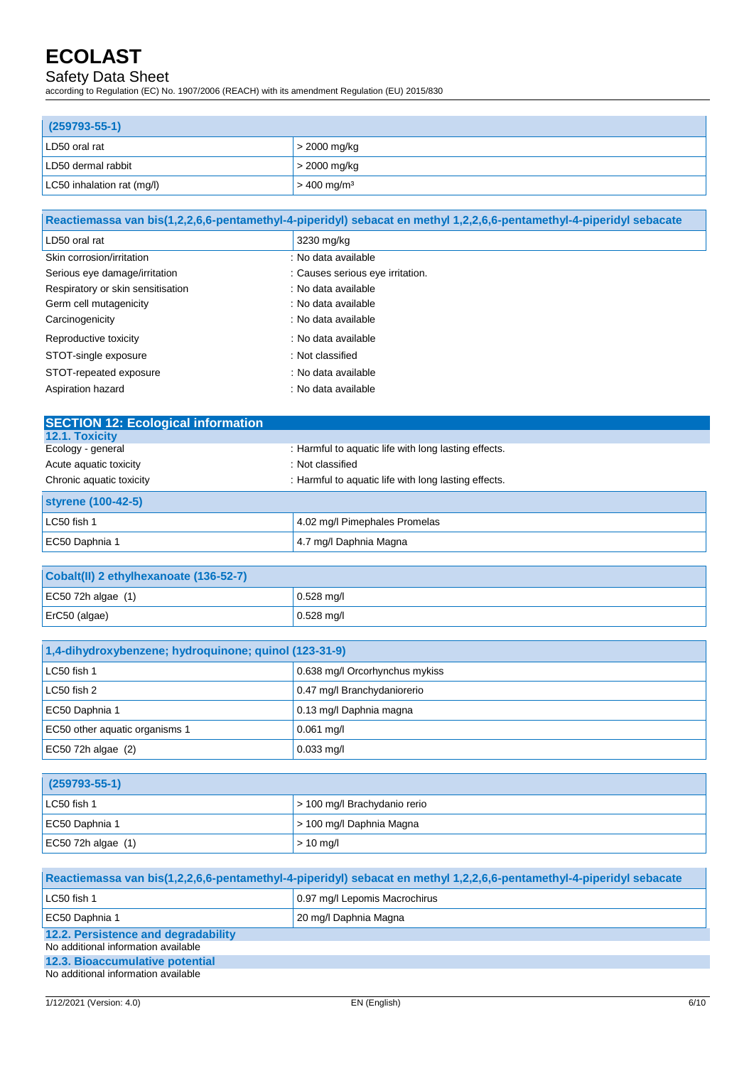| (259793-55-1) | |
|---|---|
| LD50 oral rat | > 2000 mg/kg |
| LD50 dermal rabbit | > 2000 mg/kg |
| LC50 inhalation rat (mg/l) | > 400 mg/m³ |

| Reactiemassa van bis(1,2,2,6,6-pentamethyl-4-piperidyl) sebacat en methyl 1,2,2,6,6-pentamethyl-4-piperidyl sebacate | |
|---|---|
| LD50 oral rat | 3230 mg/kg |

| | |
|---|---|
| Skin corrosion/irritation | : No data available |
| Serious eye damage/irritation | : Causes serious eye irritation. |
| Respiratory or skin sensitisation | : No data available |
| Germ cell mutagenicity | : No data available |
| Carcinogenicity | : No data available |
| Reproductive toxicity | : No data available |
| STOT-single exposure | : Not classified |
| STOT-repeated exposure | : No data available |
| Aspiration hazard | : No data available |

## SECTION 12: Ecological information

### 12.1. Toxicity

| | |
|---|---|
| Ecology - general | : Harmful to aquatic life with long lasting effects. |
| Acute aquatic toxicity | : Not classified |
| Chronic aquatic toxicity | : Harmful to aquatic life with long lasting effects. |

| styrene (100-42-5) | |
|---|---|
| LC50 fish 1 | 4.02 mg/l Pimephales Promelas |
| EC50 Daphnia 1 | 4.7 mg/l Daphnia Magna |

| Cobalt(II) 2 ethylhexanoate (136-52-7) | |
|---|---|
| EC50 72h algae (1) | 0.528 mg/l |
| ErC50 (algae) | 0.528 mg/l |

| 1,4-dihydroxybenzene; hydroquinone; quinol (123-31-9) | |
|---|---|
| LC50 fish 1 | 0.638 mg/l Orcorhynchus mykiss |
| LC50 fish 2 | 0.47 mg/l Branchydaniorerio |
| EC50 Daphnia 1 | 0.13 mg/l Daphnia magna |
| EC50 other aquatic organisms 1 | 0.061 mg/l |
| EC50 72h algae (2) | 0.033 mg/l |

| (259793-55-1) | |
|---|---|
| LC50 fish 1 | > 100 mg/l Brachydanio rerio |
| EC50 Daphnia 1 | > 100 mg/l Daphnia Magna |
| EC50 72h algae (1) | > 10 mg/l |

| Reactiemassa van bis(1,2,2,6,6-pentamethyl-4-piperidyl) sebacat en methyl 1,2,2,6,6-pentamethyl-4-piperidyl sebacate | |
|---|---|
| LC50 fish 1 | 0.97 mg/l Lepomis Macrochirus |
| EC50 Daphnia 1 | 20 mg/l Daphnia Magna |

### 12.2. Persistence and degradability

No additional information available

### 12.3. Bioaccumulative potential

No additional information available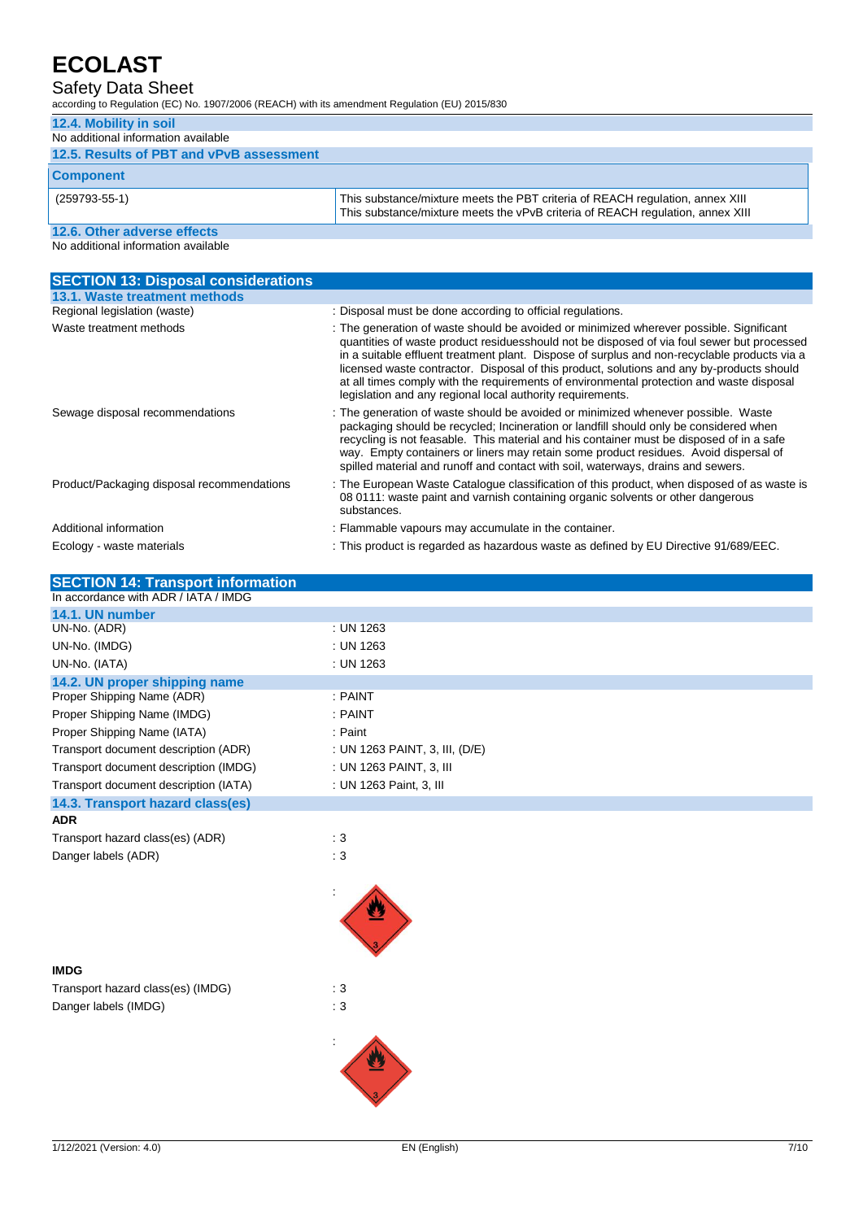### 12.4. Mobility in soil

No additional information available

### 12.5. Results of PBT and vPvB assessment

| Component | |
|---|---|
| (259793-55-1) | This substance/mixture meets the PBT criteria of REACH regulation, annex XIII<br>This substance/mixture meets the vPvB criteria of REACH regulation, annex XIII |

### 12.6. Other adverse effects

No additional information available

## SECTION 13: Disposal considerations

### 13.1. Waste treatment methods

Regional legislation (waste) : Disposal must be done according to official regulations.

Waste treatment methods : The generation of waste should be avoided or minimized wherever possible. Significant quantities of waste product residuesshould not be disposed of via foul sewer but processed in a suitable effluent treatment plant. Dispose of surplus and non-recyclable products via a licensed waste contractor. Disposal of this product, solutions and any by-products should at all times comply with the requirements of environmental protection and waste disposal legislation and any regional local authority requirements.

Sewage disposal recommendations : The generation of waste should be avoided or minimized whenever possible. Waste packaging should be recycled; Incineration or landfill should only be considered when recycling is not feasable. This material and his container must be disposed of in a safe way. Empty containers or liners may retain some product residues. Avoid dispersal of spilled material and runoff and contact with soil, waterways, drains and sewers.

Product/Packaging disposal recommendations : The European Waste Catalogue classification of this product, when disposed of as waste is 08 0111: waste paint and varnish containing organic solvents or other dangerous substances.

Additional information : Flammable vapours may accumulate in the container.

Ecology - waste materials : This product is regarded as hazardous waste as defined by EU Directive 91/689/EEC.

## SECTION 14: Transport information

In accordance with ADR / IATA / IMDG

### 14.1. UN number

UN-No. (ADR) : UN 1263

UN-No. (IMDG) : UN 1263

UN-No. (IATA) : UN 1263

### 14.2. UN proper shipping name

Proper Shipping Name (ADR) : PAINT

Proper Shipping Name (IMDG) : PAINT

Proper Shipping Name (IATA) : Paint

Transport document description (ADR) : UN 1263 PAINT, 3, III, (D/E)

Transport document description (IMDG) : UN 1263 PAINT, 3, III

Transport document description (IATA) : UN 1263 Paint, 3, III

### 14.3. Transport hazard class(es)

**ADR**

Transport hazard class(es) (ADR) : 3

Danger labels (ADR) : 3

:

**IMDG**

Transport hazard class(es) (IMDG) : 3

Danger labels (IMDG) : 3

: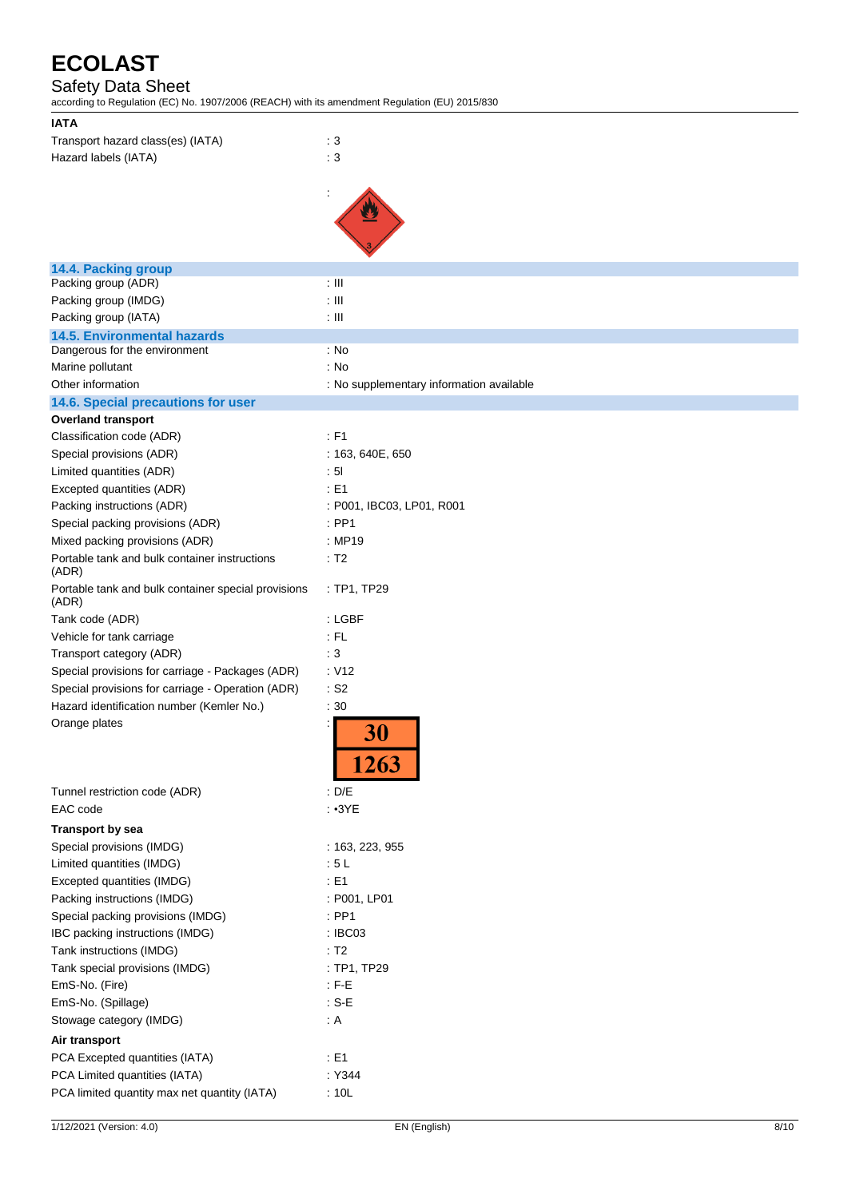**IATA**

| | |
|---|---|
| Transport hazard class(es) (IATA) | : 3 |
| Hazard labels (IATA) | : 3 |
| | : |

### 14.4. Packing group

| | |
|---|---|
| Packing group (ADR) | : III |
| Packing group (IMDG) | : III |
| Packing group (IATA) | : III |

### 14.5. Environmental hazards

| | |
|---|---|
| Dangerous for the environment | : No |
| Marine pollutant | : No |
| Other information | : No supplementary information available |

### 14.6. Special precautions for user

**Overland transport**

| | |
|---|---|
| Classification code (ADR) | : F1 |
| Special provisions (ADR) | : 163, 640E, 650 |
| Limited quantities (ADR) | : 5l |
| Excepted quantities (ADR) | : E1 |
| Packing instructions (ADR) | : P001, IBC03, LP01, R001 |
| Special packing provisions (ADR) | : PP1 |
| Mixed packing provisions (ADR) | : MP19 |
| Portable tank and bulk container instructions (ADR) | : T2 |
| Portable tank and bulk container special provisions (ADR) | : TP1, TP29 |
| Tank code (ADR) | : LGBF |
| Vehicle for tank carriage | : FL |
| Transport category (ADR) | : 3 |
| Special provisions for carriage - Packages (ADR) | : V12 |
| Special provisions for carriage - Operation (ADR) | : S2 |
| Hazard identification number (Kemler No.) | : 30 |
| Orange plates | : 30 / 1263 |
| Tunnel restriction code (ADR) | : D/E |
| EAC code | : •3YE |

**Transport by sea**

| | |
|---|---|
| Special provisions (IMDG) | : 163, 223, 955 |
| Limited quantities (IMDG) | : 5 L |
| Excepted quantities (IMDG) | : E1 |
| Packing instructions (IMDG) | : P001, LP01 |
| Special packing provisions (IMDG) | : PP1 |
| IBC packing instructions (IMDG) | : IBC03 |
| Tank instructions (IMDG) | : T2 |
| Tank special provisions (IMDG) | : TP1, TP29 |
| EmS-No. (Fire) | : F-E |
| EmS-No. (Spillage) | : S-E |
| Stowage category (IMDG) | : A |

**Air transport**

| | |
|---|---|
| PCA Excepted quantities (IATA) | : E1 |
| PCA Limited quantities (IATA) | : Y344 |
| PCA limited quantity max net quantity (IATA) | : 10L |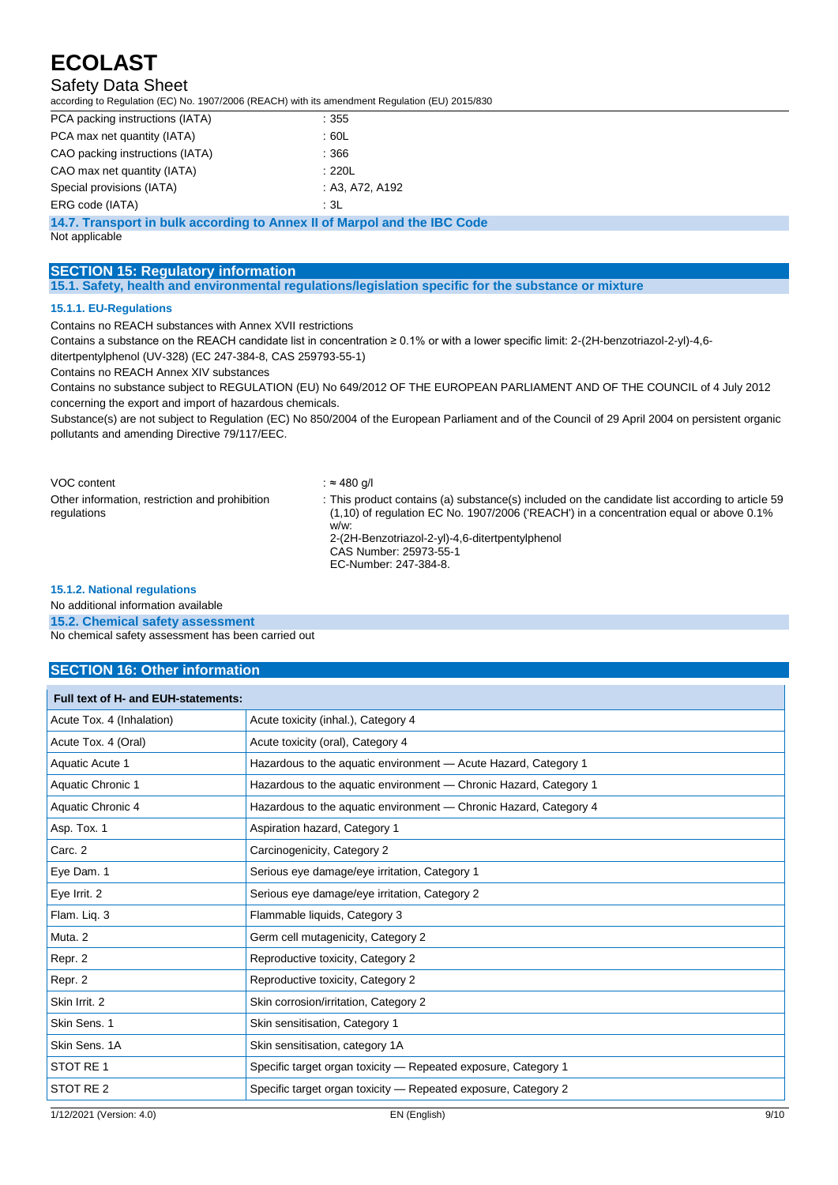| | |
|---|---|
| PCA packing instructions (IATA) | : 355 |
| PCA max net quantity (IATA) | : 60L |
| CAO packing instructions (IATA) | : 366 |
| CAO max net quantity (IATA) | : 220L |
| Special provisions (IATA) | : A3, A72, A192 |
| ERG code (IATA) | : 3L |

### 14.7. Transport in bulk according to Annex II of Marpol and the IBC Code

Not applicable

## SECTION 15: Regulatory information

### 15.1. Safety, health and environmental regulations/legislation specific for the substance or mixture

#### 15.1.1. EU-Regulations

Contains no REACH substances with Annex XVII restrictions

Contains a substance on the REACH candidate list in concentration ≥ 0.1% or with a lower specific limit: 2-(2H-benzotriazol-2-yl)-4,6-ditertpentylphenol (UV-328) (EC 247-384-8, CAS 259793-55-1)

Contains no REACH Annex XIV substances

Contains no substance subject to REGULATION (EU) No 649/2012 OF THE EUROPEAN PARLIAMENT AND OF THE COUNCIL of 4 July 2012 concerning the export and import of hazardous chemicals.

Substance(s) are not subject to Regulation (EC) No 850/2004 of the European Parliament and of the Council of 29 April 2004 on persistent organic pollutants and amending Directive 79/117/EEC.

| | |
|---|---|
| VOC content | : ≈ 480 g/l |
| Other information, restriction and prohibition regulations | : This product contains (a) substance(s) included on the candidate list according to article 59 (1,10) of regulation EC No. 1907/2006 ('REACH') in a concentration equal or above 0.1% w/w: 2-(2H-Benzotriazol-2-yl)-4,6-ditertpentylphenol CAS Number: 25973-55-1 EC-Number: 247-384-8. |

#### 15.1.2. National regulations

No additional information available

### 15.2. Chemical safety assessment

No chemical safety assessment has been carried out

## SECTION 16: Other information

| Full text of H- and EUH-statements: | |
|---|---|
| Acute Tox. 4 (Inhalation) | Acute toxicity (inhal.), Category 4 |
| Acute Tox. 4 (Oral) | Acute toxicity (oral), Category 4 |
| Aquatic Acute 1 | Hazardous to the aquatic environment — Acute Hazard, Category 1 |
| Aquatic Chronic 1 | Hazardous to the aquatic environment — Chronic Hazard, Category 1 |
| Aquatic Chronic 4 | Hazardous to the aquatic environment — Chronic Hazard, Category 4 |
| Asp. Tox. 1 | Aspiration hazard, Category 1 |
| Carc. 2 | Carcinogenicity, Category 2 |
| Eye Dam. 1 | Serious eye damage/eye irritation, Category 1 |
| Eye Irrit. 2 | Serious eye damage/eye irritation, Category 2 |
| Flam. Liq. 3 | Flammable liquids, Category 3 |
| Muta. 2 | Germ cell mutagenicity, Category 2 |
| Repr. 2 | Reproductive toxicity, Category 2 |
| Repr. 2 | Reproductive toxicity, Category 2 |
| Skin Irrit. 2 | Skin corrosion/irritation, Category 2 |
| Skin Sens. 1 | Skin sensitisation, Category 1 |
| Skin Sens. 1A | Skin sensitisation, category 1A |
| STOT RE 1 | Specific target organ toxicity — Repeated exposure, Category 1 |
| STOT RE 2 | Specific target organ toxicity — Repeated exposure, Category 2 |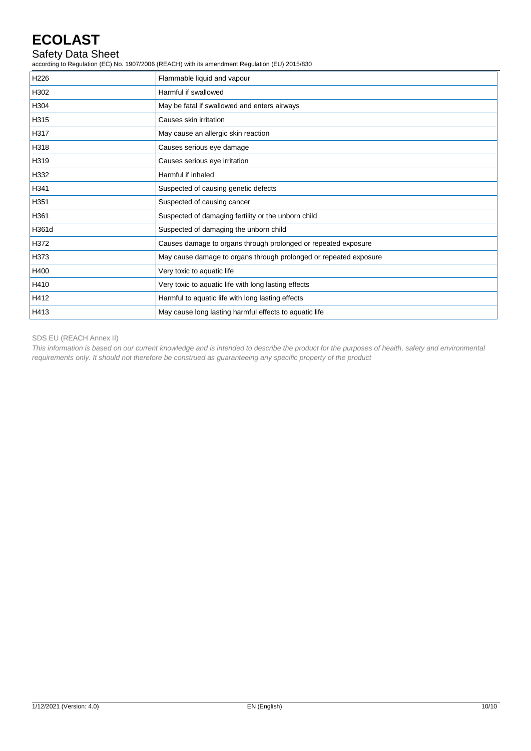| | |
|---|---|
| H226 | Flammable liquid and vapour |
| H302 | Harmful if swallowed |
| H304 | May be fatal if swallowed and enters airways |
| H315 | Causes skin irritation |
| H317 | May cause an allergic skin reaction |
| H318 | Causes serious eye damage |
| H319 | Causes serious eye irritation |
| H332 | Harmful if inhaled |
| H341 | Suspected of causing genetic defects |
| H351 | Suspected of causing cancer |
| H361 | Suspected of damaging fertility or the unborn child |
| H361d | Suspected of damaging the unborn child |
| H372 | Causes damage to organs through prolonged or repeated exposure |
| H373 | May cause damage to organs through prolonged or repeated exposure |
| H400 | Very toxic to aquatic life |
| H410 | Very toxic to aquatic life with long lasting effects |
| H412 | Harmful to aquatic life with long lasting effects |
| H413 | May cause long lasting harmful effects to aquatic life |

SDS EU (REACH Annex II)

*This information is based on our current knowledge and is intended to describe the product for the purposes of health, safety and environmental requirements only. It should not therefore be construed as guaranteeing any specific property of the product*